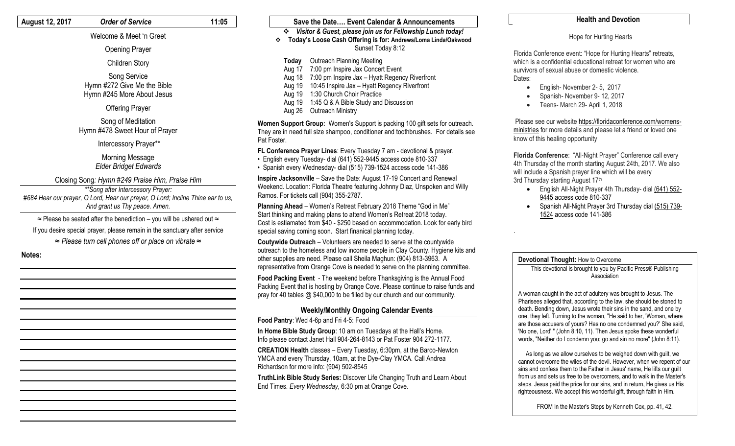**August 12, 2017** ***Order of Service*** **11:05**

Welcome & Meet 'n Greet

Opening Prayer

Children Story

Song Service
Hymn #272 Give Me the Bible
Hymn #245 More About Jesus

Offering Prayer

Song of Meditation
Hymn #478 Sweet Hour of Prayer

Intercessory Prayer**

Morning Message
*Elder Bridget Edwards*

Closing Song*: Hymn #249 Praise Him, Praise Him*

*\*\*Song after Intercessory Prayer:*
*#684 Hear our prayer, O Lord, Hear our prayer, O Lord; Incline Thine ear to us, And grant us Thy peace. Amen.*

≈ Please be seated after the benediction – you will be ushered out ≈

If you desire special prayer, please remain in the sanctuary after service

≈ *Please turn cell phones off or place on vibrate* ≈

**Notes:**

## Save the Date…. Event Calendar & Announcements

- ***Visitor & Guest, please join us for Fellowship Lunch today!***
- **Today's Loose Cash Offering is for: Andrews/Loma Linda/Oakwood**

Sunset Today 8:12

**Today** Outreach Planning Meeting
Aug 17 7:00 pm Inspire Jax Concert Event
Aug 18 7:00 pm Inspire Jax – Hyatt Regency Riverfront
Aug 19 10:45 Inspire Jax – Hyatt Regency Riverfront
Aug 19 1:30 Church Choir Practice
Aug 19 1:45 Q & A Bible Study and Discussion
Aug 26 Outreach Ministry

**Women Support Group:** Women's Support is packing 100 gift sets for outreach. They are in need full size shampoo, conditioner and toothbrushes. For details see Pat Foster.

**FL Conference Prayer Lines**: Every Tuesday 7 am - devotional & prayer.
- English every Tuesday- dial (641) 552-9445 access code 810-337
- Spanish every Wednesday- dial (515) 739-1524 access code 141-386

**Inspire Jacksonville** – Save the Date: August 17-19 Concert and Renewal Weekend. Location: Florida Theatre featuring Johnny Diaz, Unspoken and Willy Ramos. For tickets call (904) 355-2787.

**Planning Ahead** – Women's Retreat February 2018 Theme "God in Me" Start thinking and making plans to attend Women's Retreat 2018 today. Cost is estiamated from $40 - $250 based on accommodation. Look for early bird special saving coming soon. Start finanical planning today.

**Coutywide Outreach** – Volunteers are needed to serve at the countywide outreach to the homeless and low income people in Clay County. Hygiene kits and other supplies are need. Please call Sheila Maghun: (904) 813-3963. A representative from Orange Cove is needed to serve on the planning committee.

**Food Packing Event** - The weekend before Thanksgiving is the Annual Food Packing Event that is hosting by Orange Cove. Please continue to raise funds and pray for 40 tables @ $40,000 to be filled by our church and our community.

### Weekly/Monthly Ongoing Calendar Events

**Food Pantry**: Wed 4-6p and Fri 4-5: Food

**In Home Bible Study Group**: 10 am on Tuesdays at the Hall's Home. Info please contact Janet Hall 904-264-8143 or Pat Foster 904 272-1177.

**CREATION Health** classes – Every Tuesday, 6:30pm, at the Barco-Newton YMCA and every Thursday, 10am, at the Dye-Clay YMCA. Call Andrea Richardson for more info: (904) 502-8545

**TruthLink Bible Study Series:** Discover Life Changing Truth and Learn About End Times. *Every Wednesday*, 6:30 pm at Orange Cove.

## Health and Devotion

Hope for Hurting Hearts

Florida Conference event: "Hope for Hurting Hearts" retreats, which is a confidential educational retreat for women who are survivors of sexual abuse or domestic violence.
Dates:

- English- November 2- 5, 2017
- Spanish- November 9- 12, 2017
- Teens- March 29- April 1, 2018

Please see our website https://floridaconference.com/womens-ministries for more details and please let a friend or loved one know of this healing opportunity

**Florida Conference**: "All-Night Prayer" Conference call every 4th Thursday of the month starting August 24th, 2017. We also will include a Spanish prayer line which will be every 3rd Thursday starting August 17th

- English All-Night Prayer 4th Thursday- dial (641) 552-9445 access code 810-337
- Spanish All-Night Prayer 3rd Thursday dial (515) 739-1524 access code 141-386

**Devotional Thought:** How to Overcome

This devotional is brought to you by Pacific Press® Publishing Association

A woman caught in the act of adultery was brought to Jesus. The Pharisees alleged that, according to the law, she should be stoned to death. Bending down, Jesus wrote their sins in the sand, and one by one, they left. Turning to the woman, "He said to her, 'Woman, where are those accusers of yours? Has no one condemned you?' She said, 'No one, Lord' " (John 8:10, 11). Then Jesus spoke these wonderful words, "Neither do I condemn you; go and sin no more" (John 8:11).

As long as we allow ourselves to be weighed down with guilt, we cannot overcome the wiles of the devil. However, when we repent of our sins and confess them to the Father in Jesus' name, He lifts our guilt from us and sets us free to be overcomers, and to walk in the Master's steps. Jesus paid the price for our sins, and in return, He gives us His righteousness. We accept this wonderful gift, through faith in Him.

FROM In the Master's Steps by Kenneth Cox, pp. 41, 42.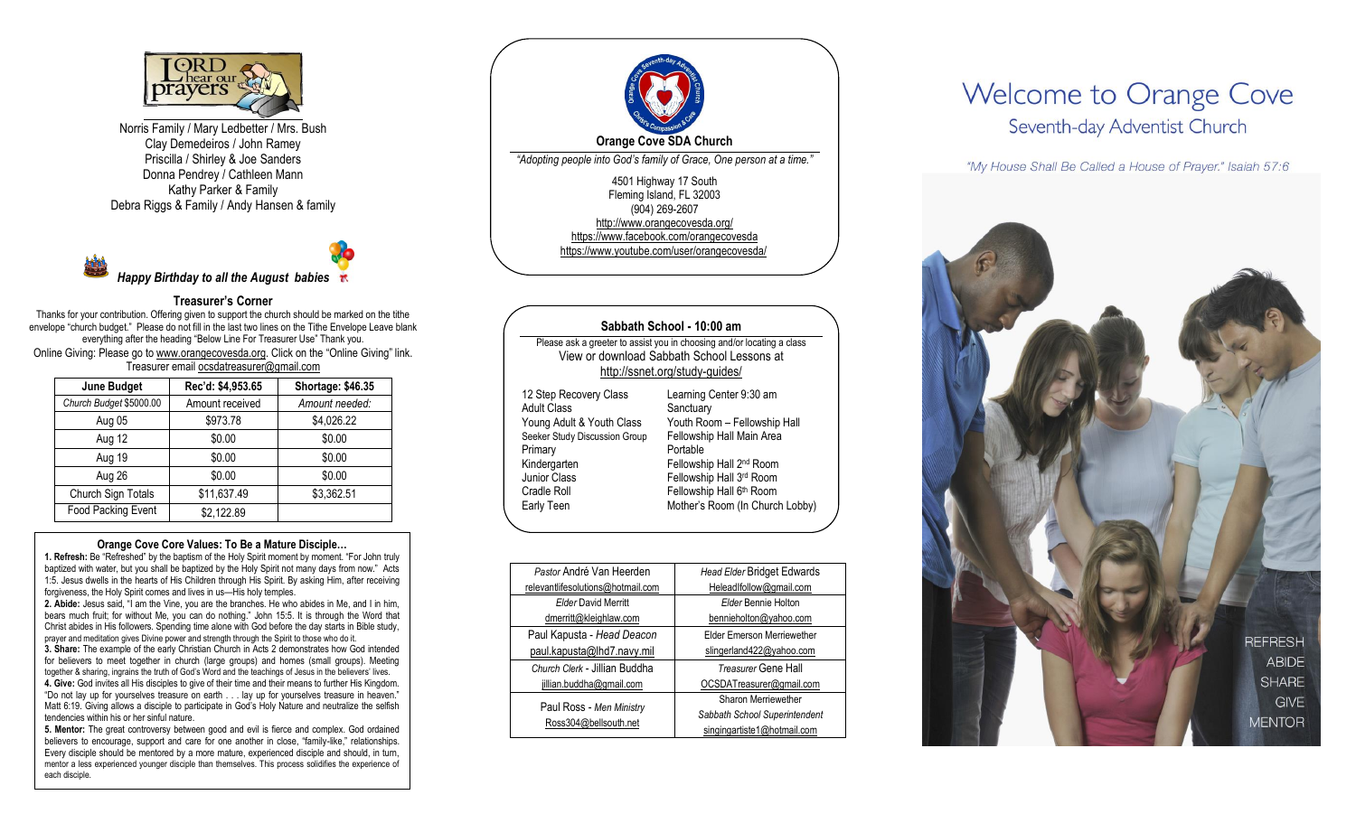Norris Family / Mary Ledbetter / Mrs. Bush
Clay Demedeiros / John Ramey
Priscilla / Shirley & Joe Sanders
Donna Pendrey / Cathleen Mann
Kathy Parker & Family
Debra Riggs & Family / Andy Hansen & family

***Happy Birthday to all the August babies***

### Treasurer's Corner

Thanks for your contribution. Offering given to support the church should be marked on the tithe envelope "church budget." Please do not fill in the last two lines on the Tithe Envelope Leave blank everything after the heading "Below Line For Treasurer Use" Thank you.

Online Giving: Please go to www.orangecovesda.org. Click on the "Online Giving" link. Treasurer email ocsdatreasurer@gmail.com

| June Budget | Rec'd: $4,953.65 | Shortage: $46.35 |
|---|---|---|
| *Church Budget $5000.00* | Amount received | *Amount needed:* |
| Aug 05 | $973.78 | $4,026.22 |
| Aug 12 | $0.00 | $0.00 |
| Aug 19 | $0.00 | $0.00 |
| Aug 26 | $0.00 | $0.00 |
| Church Sign Totals | $11,637.49 | $3,362.51 |
| Food Packing Event | $2,122.89 | |

### Orange Cove Core Values: To Be a Mature Disciple…

**1. Refresh:** Be "Refreshed" by the baptism of the Holy Spirit moment by moment. "For John truly baptized with water, but you shall be baptized by the Holy Spirit not many days from now." Acts 1:5. Jesus dwells in the hearts of His Children through His Spirit. By asking Him, after receiving forgiveness, the Holy Spirit comes and lives in us—His holy temples.

**2. Abide:** Jesus said, "I am the Vine, you are the branches. He who abides in Me, and I in him, bears much fruit; for without Me, you can do nothing." John 15:5. It is through the Word that Christ abides in His followers. Spending time alone with God before the day starts in Bible study, prayer and meditation gives Divine power and strength through the Spirit to those who do it.

**3. Share:** The example of the early Christian Church in Acts 2 demonstrates how God intended for believers to meet together in church (large groups) and homes (small groups). Meeting together & sharing, ingrains the truth of God's Word and the teachings of Jesus in the believers' lives.

**4. Give:** God invites all His disciples to give of their time and their means to further His Kingdom. "Do not lay up for yourselves treasure on earth . . . lay up for yourselves treasure in heaven." Matt 6:19. Giving allows a disciple to participate in God's Holy Nature and neutralize the selfish tendencies within his or her sinful nature.

**5. Mentor:** The great controversy between good and evil is fierce and complex. God ordained believers to encourage, support and care for one another in close, "family-like," relationships. Every disciple should be mentored by a more mature, experienced disciple and should, in turn, mentor a less experienced younger disciple than themselves. This process solidifies the experience of each disciple.

**Orange Cove SDA Church**

*"Adopting people into God's family of Grace, One person at a time."*

4501 Highway 17 South
Fleming Island, FL 32003
(904) 269-2607
http://www.orangecovesda.org/
https://www.facebook.com/orangecovesda
https://www.youtube.com/user/orangecovesda/

### Sabbath School - 10:00 am

Please ask a greeter to assist you in choosing and/or locating a class
View or download Sabbath School Lessons at
http://ssnet.org/study-guides/

| | |
|---|---|
| 12 Step Recovery Class | Learning Center 9:30 am |
| Adult Class | Sanctuary |
| Young Adult & Youth Class | Youth Room – Fellowship Hall |
| Seeker Study Discussion Group | Fellowship Hall Main Area |
| Primary | Portable |
| Kindergarten | Fellowship Hall 2nd Room |
| Junior Class | Fellowship Hall 3rd Room |
| Cradle Roll | Fellowship Hall 6th Room |
| Early Teen | Mother's Room (In Church Lobby) |

| | |
|---|---|
| *Pastor* André Van Heerden<br>relevantlifesolutions@hotmail.com | *Head Elder* Bridget Edwards<br>Heleadlfollow@gmail.com |
| *Elder* David Merritt<br>dmerritt@kleighlaw.com | *Elder* Bennie Holton<br>bennieholton@yahoo.com |
| Paul Kapusta - *Head Deacon*<br>paul.kapusta@lhd7.navy.mil | Elder Emerson Merriewether<br>slingerland422@yahoo.com |
| *Church Clerk* - Jillian Buddha<br>jillian.buddha@gmail.com | *Treasurer* Gene Hall<br>OCSDATreasurer@gmail.com |
| Paul Ross - *Men Ministry*<br>Ross304@bellsouth.net | Sharon Merriewether<br>*Sabbath School Superintendent*<br>singingartiste1@hotmail.com |

# Welcome to Orange Cove
## Seventh-day Adventist Church

*"My House Shall Be Called a House of Prayer." Isaiah 57:6*

REFRESH
ABIDE
SHARE
GIVE
MENTOR